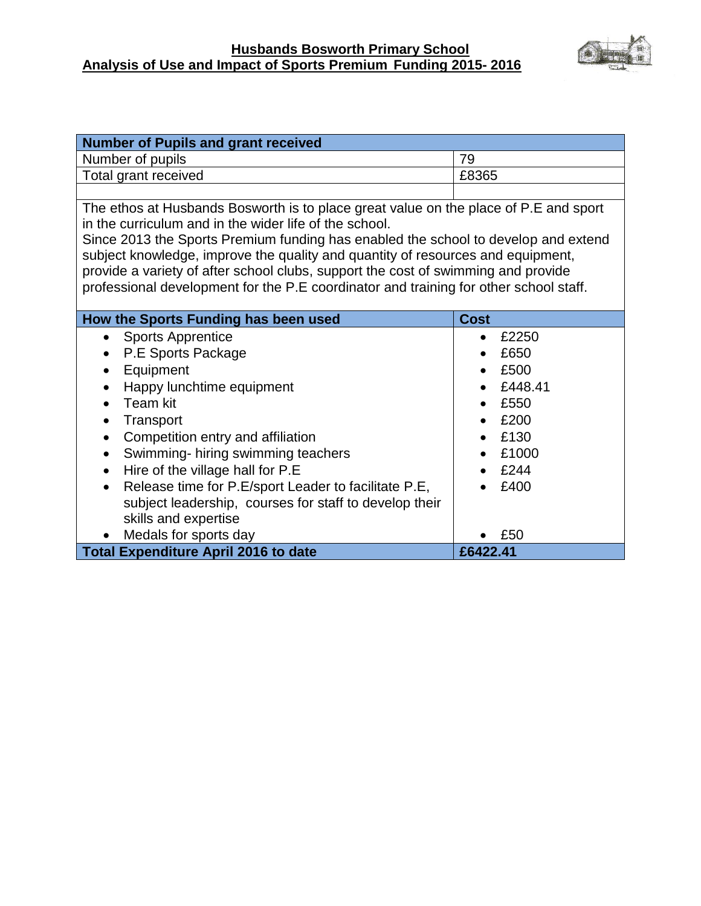# Husbands Bosworth Primary School

## Analysis of Use and Impact of Sports Premium Funding 2015- 2016

| Number of Pupils and grant received | |
|---|---|
| Number of pupils | 79 |
| Total grant received | £8365 |
| | |

The ethos at Husbands Bosworth is to place great value on the place of P.E and sport in the curriculum and in the wider life of the school.
Since 2013 the Sports Premium funding has enabled the school to develop and extend subject knowledge, improve the quality and quantity of resources and equipment, provide a variety of after school clubs, support the cost of swimming and provide professional development for the P.E coordinator and training for other school staff.

| How the Sports Funding has been used | Cost |
|---|---|
| • Sports Apprentice | • £2250 |
| • P.E Sports Package | • £650 |
| • Equipment | • £500 |
| • Happy lunchtime equipment | • £448.41 |
| • Team kit | • £550 |
| • Transport | • £200 |
| • Competition entry and affiliation | • £130 |
| • Swimming- hiring swimming teachers | • £1000 |
| • Hire of the village hall for P.E | • £244 |
| • Release time for P.E/sport Leader to facilitate P.E, subject leadership, courses for staff to develop their skills and expertise | • £400 |
| • Medals for sports day | • £50 |
| **Total Expenditure April 2016 to date** | **£6422.41** |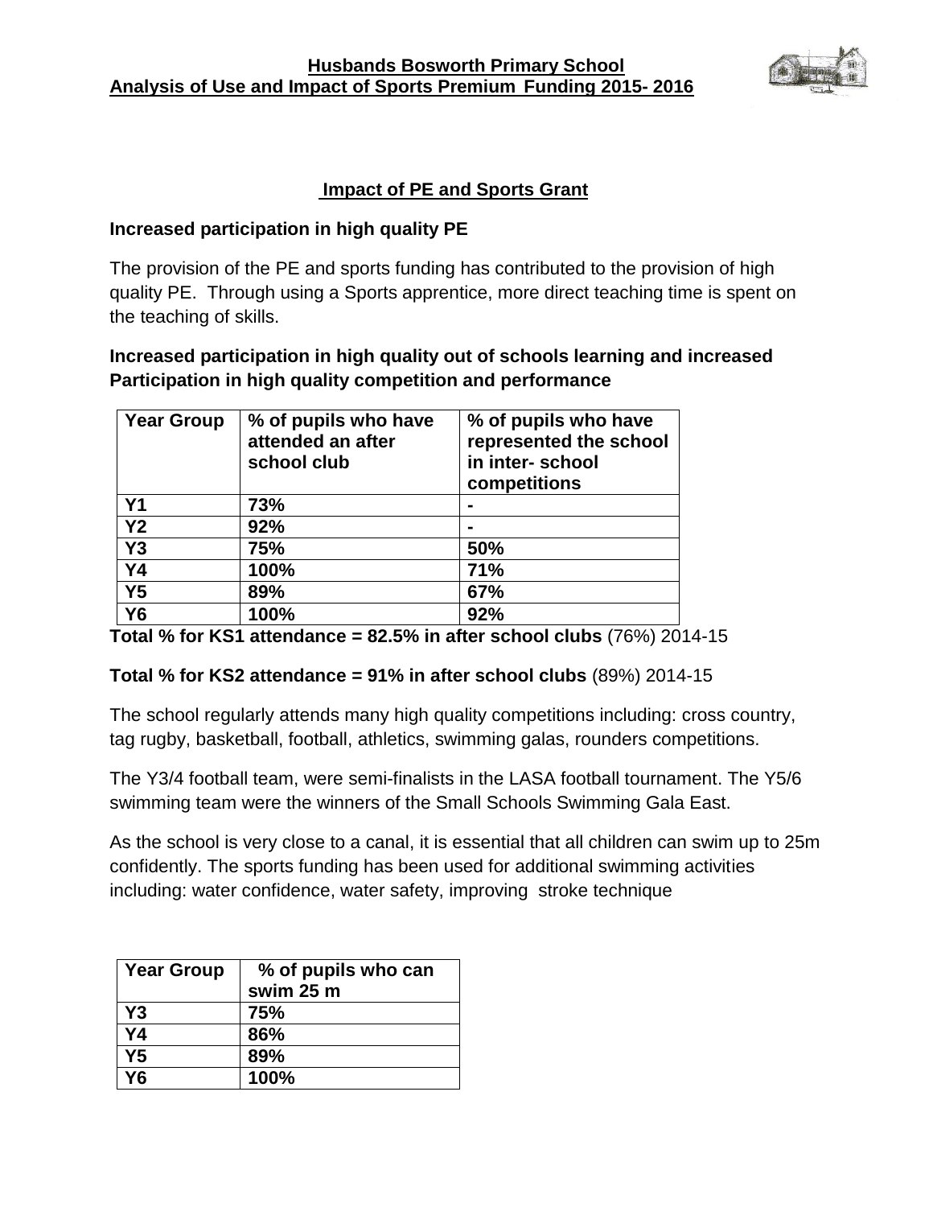# Husbands Bosworth Primary School
## Analysis of Use and Impact of Sports Premium Funding 2015- 2016

### Impact of PE and Sports Grant

**Increased participation in high quality PE**

The provision of the PE and sports funding has contributed to the provision of high quality PE. Through using a Sports apprentice, more direct teaching time is spent on the teaching of skills.

**Increased participation in high quality out of schools learning and increased Participation in high quality competition and performance**

| Year Group | % of pupils who have attended an after school club | % of pupils who have represented the school in inter- school competitions |
|---|---|---|
| Y1 | 73% | - |
| Y2 | 92% | - |
| Y3 | 75% | 50% |
| Y4 | 100% | 71% |
| Y5 | 89% | 67% |
| Y6 | 100% | 92% |

**Total % for KS1 attendance = 82.5% in after school clubs** (76%) 2014-15

**Total % for KS2 attendance = 91% in after school clubs** (89%) 2014-15

The school regularly attends many high quality competitions including: cross country, tag rugby, basketball, football, athletics, swimming galas, rounders competitions.

The Y3/4 football team, were semi-finalists in the LASA football tournament. The Y5/6 swimming team were the winners of the Small Schools Swimming Gala East.

As the school is very close to a canal, it is essential that all children can swim up to 25m confidently. The sports funding has been used for additional swimming activities including: water confidence, water safety, improving stroke technique

| Year Group | % of pupils who can swim 25 m |
|---|---|
| Y3 | 75% |
| Y4 | 86% |
| Y5 | 89% |
| Y6 | 100% |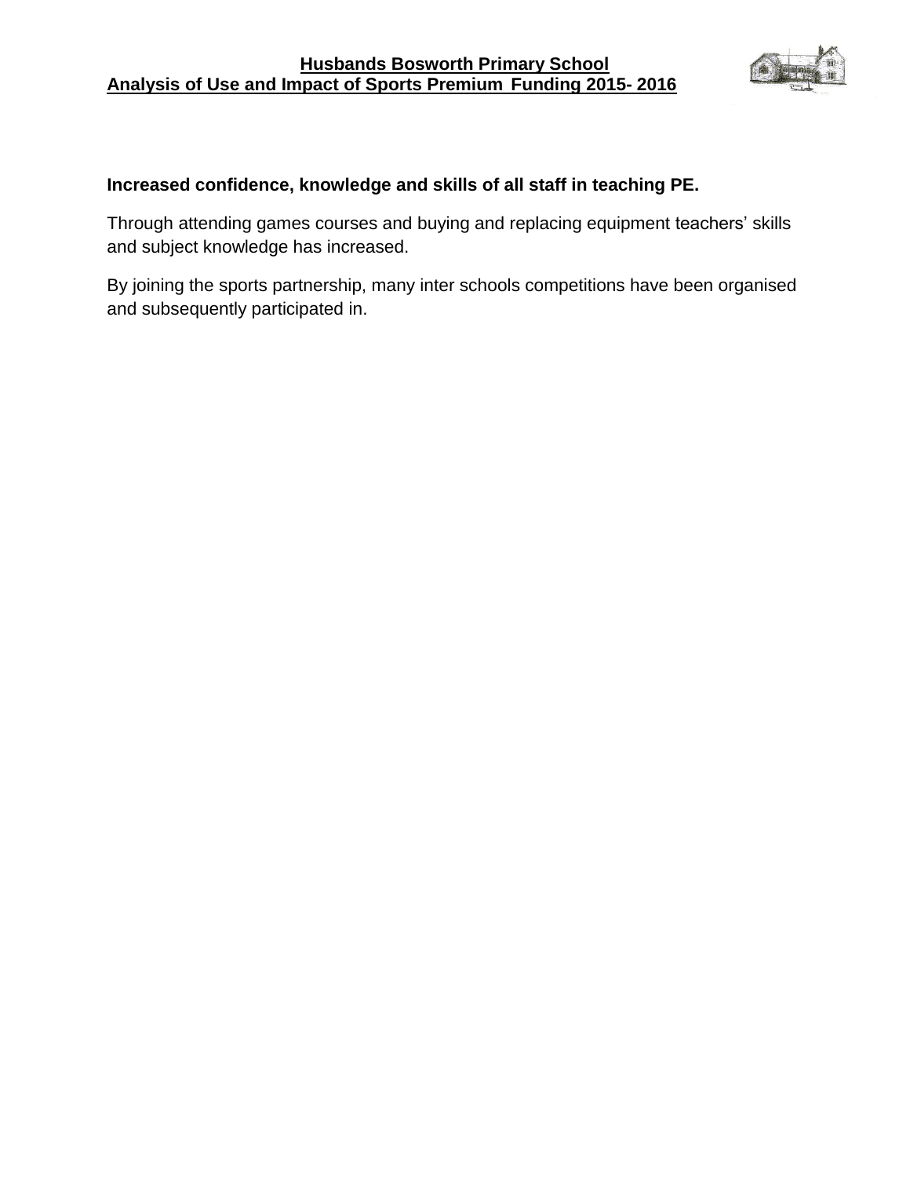**Increased confidence, knowledge and skills of all staff in teaching PE.**

Through attending games courses and buying and replacing equipment teachers' skills and subject knowledge has increased.

By joining the sports partnership, many inter schools competitions have been organised and subsequently participated in.